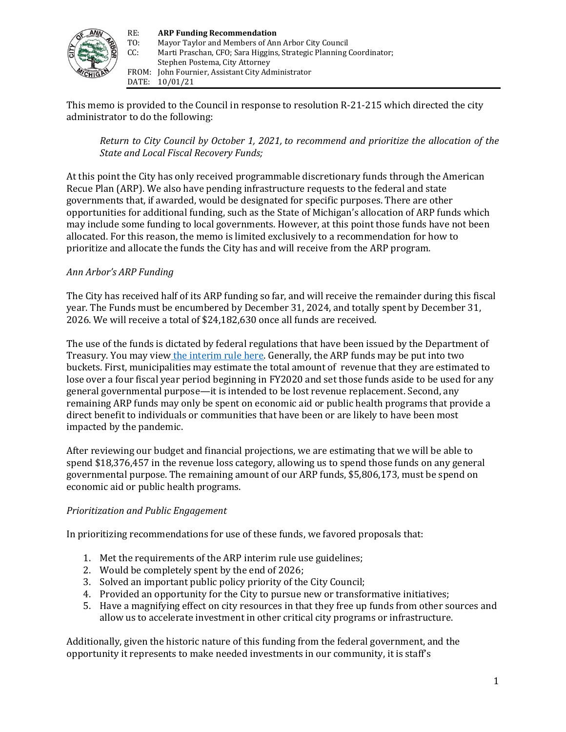RE: **ARP Funding Recommendation**
TO: Mayor Taylor and Members of Ann Arbor City Council
CC: Marti Praschan, CFO; Sara Higgins, Strategic Planning Coordinator; Stephen Postema, City Attorney
FROM: John Fournier, Assistant City Administrator
DATE: 10/01/21

This memo is provided to the Council in response to resolution R-21-215 which directed the city administrator to do the following:

> *Return to City Council by October 1, 2021, to recommend and prioritize the allocation of the State and Local Fiscal Recovery Funds;*

At this point the City has only received programmable discretionary funds through the American Recue Plan (ARP). We also have pending infrastructure requests to the federal and state governments that, if awarded, would be designated for specific purposes. There are other opportunities for additional funding, such as the State of Michigan's allocation of ARP funds which may include some funding to local governments. However, at this point those funds have not been allocated. For this reason, the memo is limited exclusively to a recommendation for how to prioritize and allocate the funds the City has and will receive from the ARP program.

*Ann Arbor's ARP Funding*

The City has received half of its ARP funding so far, and will receive the remainder during this fiscal year. The Funds must be encumbered by December 31, 2024, and totally spent by December 31, 2026. We will receive a total of $24,182,630 once all funds are received.

The use of the funds is dictated by federal regulations that have been issued by the Department of Treasury. You may view the interim rule here. Generally, the ARP funds may be put into two buckets. First, municipalities may estimate the total amount of revenue that they are estimated to lose over a four fiscal year period beginning in FY2020 and set those funds aside to be used for any general governmental purpose—it is intended to be lost revenue replacement. Second, any remaining ARP funds may only be spent on economic aid or public health programs that provide a direct benefit to individuals or communities that have been or are likely to have been most impacted by the pandemic.

After reviewing our budget and financial projections, we are estimating that we will be able to spend $18,376,457 in the revenue loss category, allowing us to spend those funds on any general governmental purpose. The remaining amount of our ARP funds, $5,806,173, must be spend on economic aid or public health programs.

*Prioritization and Public Engagement*

In prioritizing recommendations for use of these funds, we favored proposals that:

1. Met the requirements of the ARP interim rule use guidelines;
2. Would be completely spent by the end of 2026;
3. Solved an important public policy priority of the City Council;
4. Provided an opportunity for the City to pursue new or transformative initiatives;
5. Have a magnifying effect on city resources in that they free up funds from other sources and allow us to accelerate investment in other critical city programs or infrastructure.

Additionally, given the historic nature of this funding from the federal government, and the opportunity it represents to make needed investments in our community, it is staff's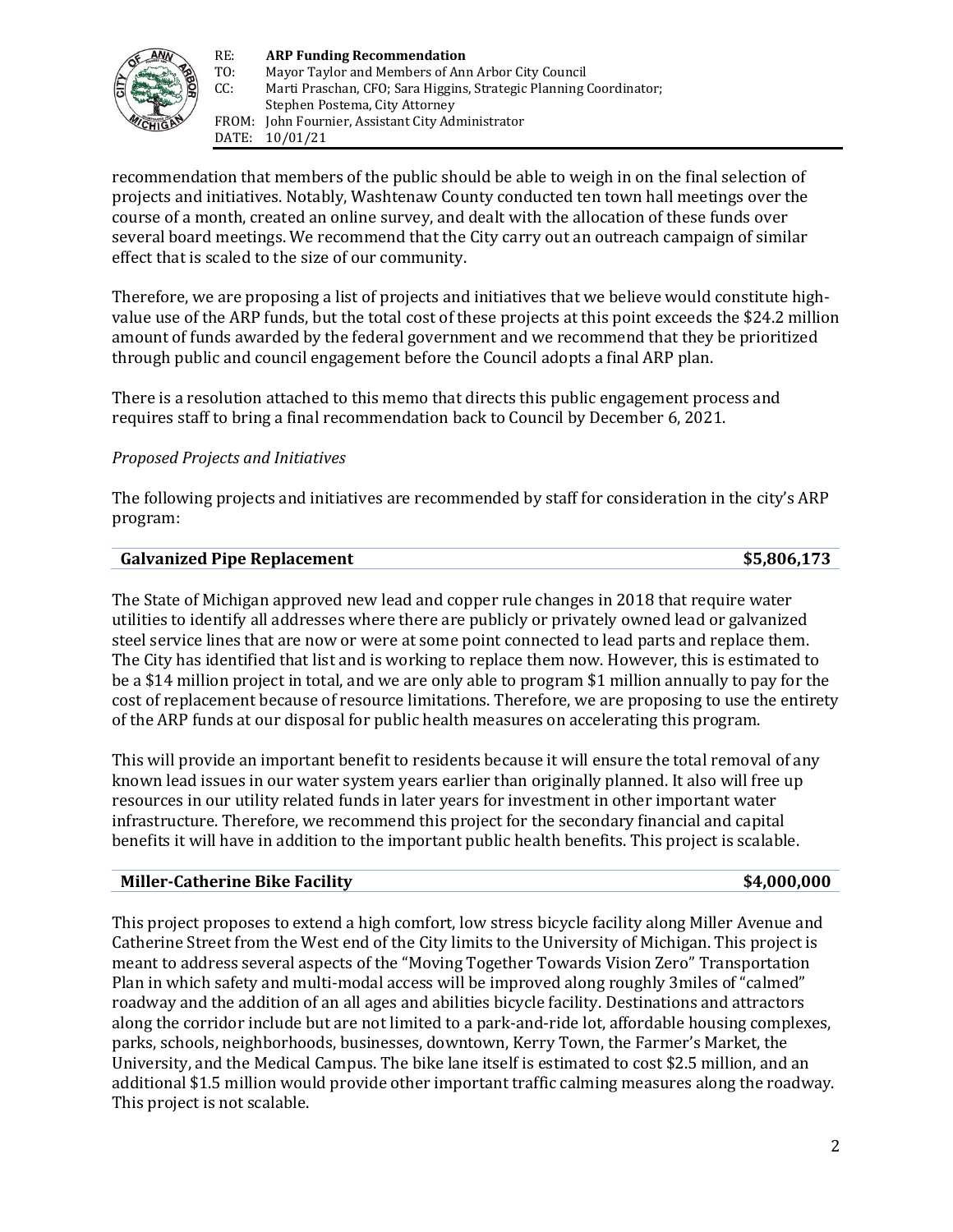recommendation that members of the public should be able to weigh in on the final selection of projects and initiatives. Notably, Washtenaw County conducted ten town hall meetings over the course of a month, created an online survey, and dealt with the allocation of these funds over several board meetings. We recommend that the City carry out an outreach campaign of similar effect that is scaled to the size of our community.

Therefore, we are proposing a list of projects and initiatives that we believe would constitute high-value use of the ARP funds, but the total cost of these projects at this point exceeds the $24.2 million amount of funds awarded by the federal government and we recommend that they be prioritized through public and council engagement before the Council adopts a final ARP plan.

There is a resolution attached to this memo that directs this public engagement process and requires staff to bring a final recommendation back to Council by December 6, 2021.

*Proposed Projects and Initiatives*

The following projects and initiatives are recommended by staff for consideration in the city's ARP program:

| **Galvanized Pipe Replacement** | **$5,806,173** |
|---|---|

The State of Michigan approved new lead and copper rule changes in 2018 that require water utilities to identify all addresses where there are publicly or privately owned lead or galvanized steel service lines that are now or were at some point connected to lead parts and replace them. The City has identified that list and is working to replace them now. However, this is estimated to be a $14 million project in total, and we are only able to program $1 million annually to pay for the cost of replacement because of resource limitations. Therefore, we are proposing to use the entirety of the ARP funds at our disposal for public health measures on accelerating this program.

This will provide an important benefit to residents because it will ensure the total removal of any known lead issues in our water system years earlier than originally planned. It also will free up resources in our utility related funds in later years for investment in other important water infrastructure. Therefore, we recommend this project for the secondary financial and capital benefits it will have in addition to the important public health benefits. This project is scalable.

| **Miller-Catherine Bike Facility** | **$4,000,000** |
|---|---|

This project proposes to extend a high comfort, low stress bicycle facility along Miller Avenue and Catherine Street from the West end of the City limits to the University of Michigan. This project is meant to address several aspects of the "Moving Together Towards Vision Zero" Transportation Plan in which safety and multi-modal access will be improved along roughly 3miles of "calmed" roadway and the addition of an all ages and abilities bicycle facility. Destinations and attractors along the corridor include but are not limited to a park-and-ride lot, affordable housing complexes, parks, schools, neighborhoods, businesses, downtown, Kerry Town, the Farmer's Market, the University, and the Medical Campus. The bike lane itself is estimated to cost $2.5 million, and an additional $1.5 million would provide other important traffic calming measures along the roadway. This project is not scalable.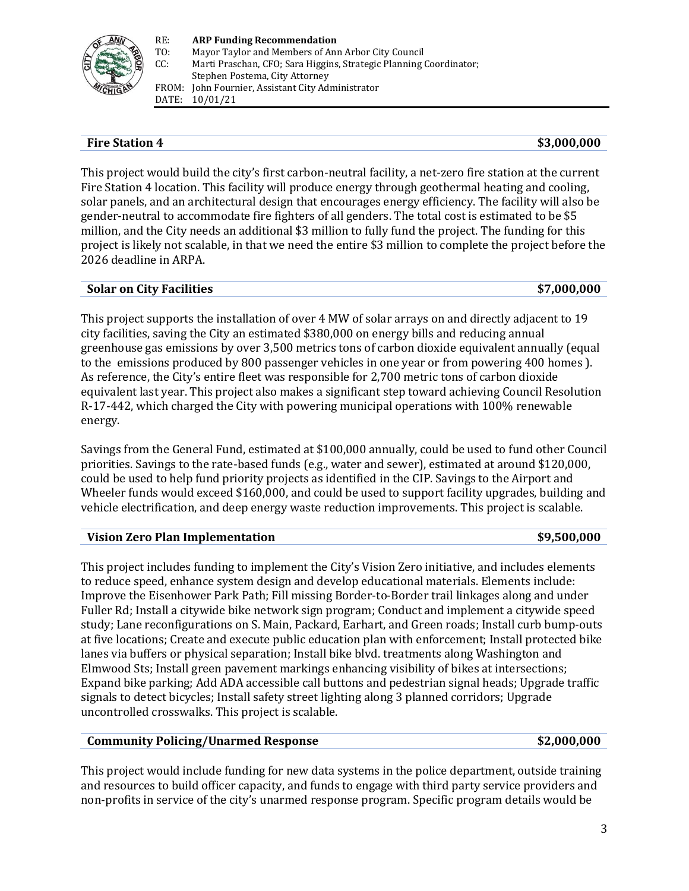**Fire Station 4** **$3,000,000**

This project would build the city's first carbon-neutral facility, a net-zero fire station at the current Fire Station 4 location. This facility will produce energy through geothermal heating and cooling, solar panels, and an architectural design that encourages energy efficiency. The facility will also be gender-neutral to accommodate fire fighters of all genders. The total cost is estimated to be $5 million, and the City needs an additional $3 million to fully fund the project. The funding for this project is likely not scalable, in that we need the entire $3 million to complete the project before the 2026 deadline in ARPA.

**Solar on City Facilities** **$7,000,000**

This project supports the installation of over 4 MW of solar arrays on and directly adjacent to 19 city facilities, saving the City an estimated $380,000 on energy bills and reducing annual greenhouse gas emissions by over 3,500 metrics tons of carbon dioxide equivalent annually (equal to the emissions produced by 800 passenger vehicles in one year or from powering 400 homes ). As reference, the City's entire fleet was responsible for 2,700 metric tons of carbon dioxide equivalent last year. This project also makes a significant step toward achieving Council Resolution R-17-442, which charged the City with powering municipal operations with 100% renewable energy.

Savings from the General Fund, estimated at $100,000 annually, could be used to fund other Council priorities. Savings to the rate-based funds (e.g., water and sewer), estimated at around $120,000, could be used to help fund priority projects as identified in the CIP. Savings to the Airport and Wheeler funds would exceed $160,000, and could be used to support facility upgrades, building and vehicle electrification, and deep energy waste reduction improvements. This project is scalable.

**Vision Zero Plan Implementation** **$9,500,000**

This project includes funding to implement the City's Vision Zero initiative, and includes elements to reduce speed, enhance system design and develop educational materials. Elements include: Improve the Eisenhower Park Path; Fill missing Border-to-Border trail linkages along and under Fuller Rd; Install a citywide bike network sign program; Conduct and implement a citywide speed study; Lane reconfigurations on S. Main, Packard, Earhart, and Green roads; Install curb bump-outs at five locations; Create and execute public education plan with enforcement; Install protected bike lanes via buffers or physical separation; Install bike blvd. treatments along Washington and Elmwood Sts; Install green pavement markings enhancing visibility of bikes at intersections; Expand bike parking; Add ADA accessible call buttons and pedestrian signal heads; Upgrade traffic signals to detect bicycles; Install safety street lighting along 3 planned corridors; Upgrade uncontrolled crosswalks. This project is scalable.

**Community Policing/Unarmed Response** **$2,000,000**

This project would include funding for new data systems in the police department, outside training and resources to build officer capacity, and funds to engage with third party service providers and non-profits in service of the city's unarmed response program. Specific program details would be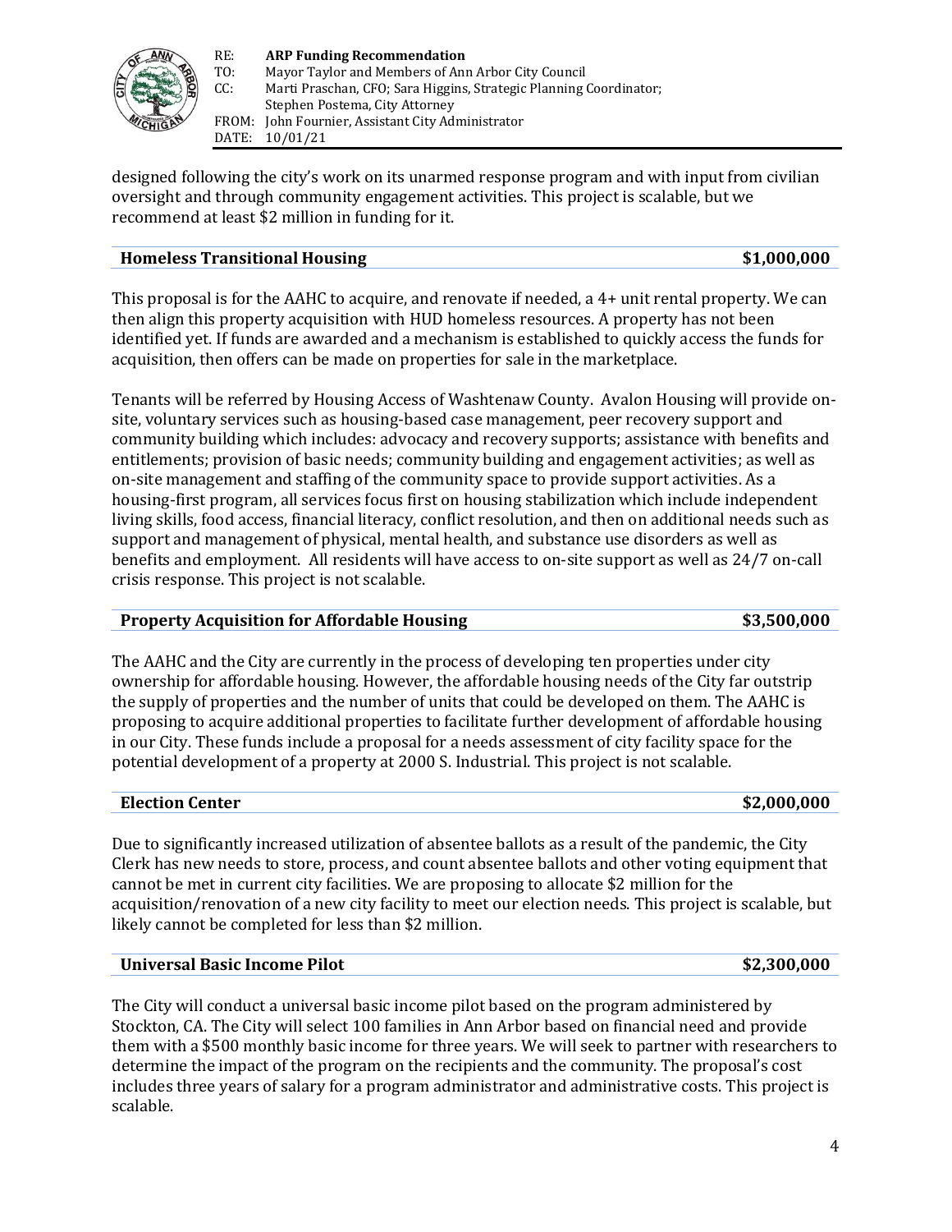designed following the city's work on its unarmed response program and with input from civilian oversight and through community engagement activities. This project is scalable, but we recommend at least $2 million in funding for it.

### Homeless Transitional Housing — $1,000,000

This proposal is for the AAHC to acquire, and renovate if needed, a 4+ unit rental property. We can then align this property acquisition with HUD homeless resources. A property has not been identified yet. If funds are awarded and a mechanism is established to quickly access the funds for acquisition, then offers can be made on properties for sale in the marketplace.

Tenants will be referred by Housing Access of Washtenaw County. Avalon Housing will provide on-site, voluntary services such as housing-based case management, peer recovery support and community building which includes: advocacy and recovery supports; assistance with benefits and entitlements; provision of basic needs; community building and engagement activities; as well as on-site management and staffing of the community space to provide support activities. As a housing-first program, all services focus first on housing stabilization which include independent living skills, food access, financial literacy, conflict resolution, and then on additional needs such as support and management of physical, mental health, and substance use disorders as well as benefits and employment. All residents will have access to on-site support as well as 24/7 on-call crisis response. This project is not scalable.

### Property Acquisition for Affordable Housing — $3,500,000

The AAHC and the City are currently in the process of developing ten properties under city ownership for affordable housing. However, the affordable housing needs of the City far outstrip the supply of properties and the number of units that could be developed on them. The AAHC is proposing to acquire additional properties to facilitate further development of affordable housing in our City. These funds include a proposal for a needs assessment of city facility space for the potential development of a property at 2000 S. Industrial. This project is not scalable.

### Election Center — $2,000,000

Due to significantly increased utilization of absentee ballots as a result of the pandemic, the City Clerk has new needs to store, process, and count absentee ballots and other voting equipment that cannot be met in current city facilities. We are proposing to allocate $2 million for the acquisition/renovation of a new city facility to meet our election needs. This project is scalable, but likely cannot be completed for less than $2 million.

### Universal Basic Income Pilot — $2,300,000

The City will conduct a universal basic income pilot based on the program administered by Stockton, CA. The City will select 100 families in Ann Arbor based on financial need and provide them with a $500 monthly basic income for three years. We will seek to partner with researchers to determine the impact of the program on the recipients and the community. The proposal's cost includes three years of salary for a program administrator and administrative costs. This project is scalable.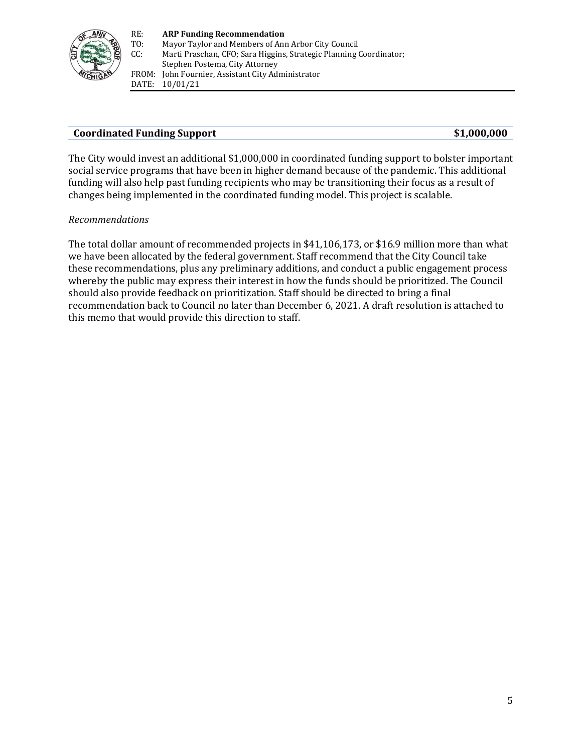RE: **ARP Funding Recommendation**
TO: Mayor Taylor and Members of Ann Arbor City Council
CC: Marti Praschan, CFO; Sara Higgins, Strategic Planning Coordinator; Stephen Postema, City Attorney
FROM: John Fournier, Assistant City Administrator
DATE: 10/01/21

| **Coordinated Funding Support** | **$1,000,000** |
|---|---|

The City would invest an additional $1,000,000 in coordinated funding support to bolster important social service programs that have been in higher demand because of the pandemic. This additional funding will also help past funding recipients who may be transitioning their focus as a result of changes being implemented in the coordinated funding model. This project is scalable.

*Recommendations*

The total dollar amount of recommended projects in $41,106,173, or $16.9 million more than what we have been allocated by the federal government. Staff recommend that the City Council take these recommendations, plus any preliminary additions, and conduct a public engagement process whereby the public may express their interest in how the funds should be prioritized. The Council should also provide feedback on prioritization. Staff should be directed to bring a final recommendation back to Council no later than December 6, 2021. A draft resolution is attached to this memo that would provide this direction to staff.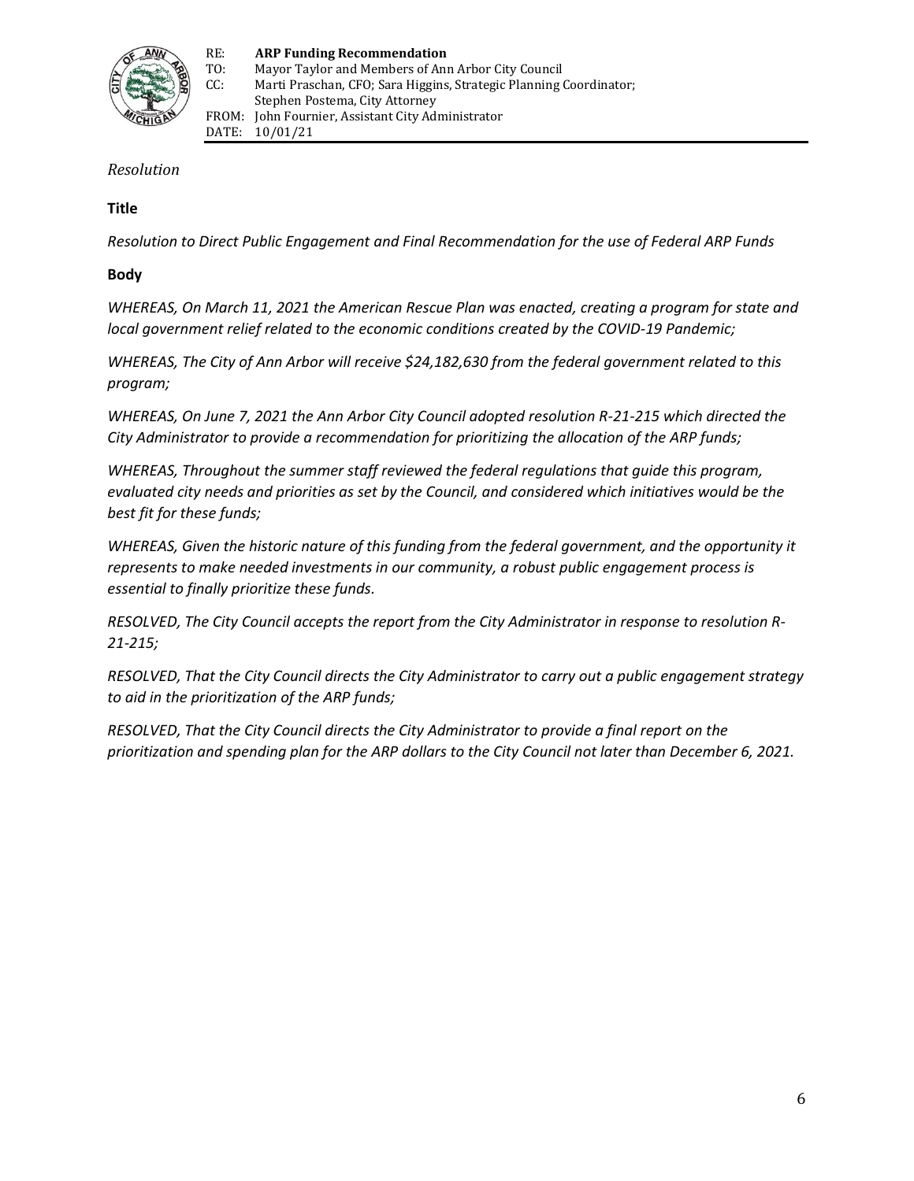RE: **ARP Funding Recommendation**
TO: Mayor Taylor and Members of Ann Arbor City Council
CC: Marti Praschan, CFO; Sara Higgins, Strategic Planning Coordinator; Stephen Postema, City Attorney
FROM: John Fournier, Assistant City Administrator
DATE: 10/01/21

*Resolution*

**Title**

*Resolution to Direct Public Engagement and Final Recommendation for the use of Federal ARP Funds*

**Body**

*WHEREAS, On March 11, 2021 the American Rescue Plan was enacted, creating a program for state and local government relief related to the economic conditions created by the COVID-19 Pandemic;*

*WHEREAS, The City of Ann Arbor will receive $24,182,630 from the federal government related to this program;*

*WHEREAS, On June 7, 2021 the Ann Arbor City Council adopted resolution R-21-215 which directed the City Administrator to provide a recommendation for prioritizing the allocation of the ARP funds;*

*WHEREAS, Throughout the summer staff reviewed the federal regulations that guide this program, evaluated city needs and priorities as set by the Council, and considered which initiatives would be the best fit for these funds;*

*WHEREAS, Given the historic nature of this funding from the federal government, and the opportunity it represents to make needed investments in our community, a robust public engagement process is essential to finally prioritize these funds.*

*RESOLVED, The City Council accepts the report from the City Administrator in response to resolution R-21-215;*

*RESOLVED, That the City Council directs the City Administrator to carry out a public engagement strategy to aid in the prioritization of the ARP funds;*

*RESOLVED, That the City Council directs the City Administrator to provide a final report on the prioritization and spending plan for the ARP dollars to the City Council not later than December 6, 2021.*